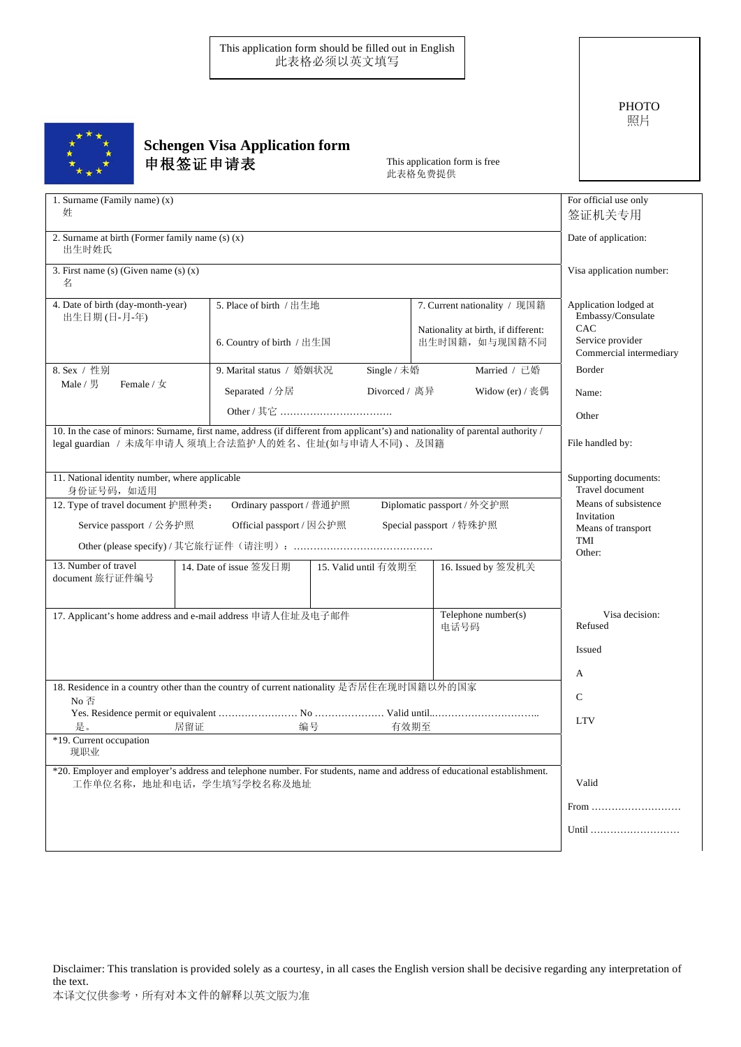This application form should be filled out in English
此表格必须以英文填写

PHOTO
照片

# Schengen Visa Application form
# 申根签证申请表

This application form is free
此表格免费提供

| | For official use only 签证机关专用 |
|---|---|
| 1. Surname (Family name) (x) 姓 | |
| 2. Surname at birth (Former family name (s) (x) 出生时姓氏 | Date of application: |
| 3. First name (s) (Given name (s) (x) 名 | Visa application number: |
| 4. Date of birth (day-month-year) 出生日期 (日-月-年) / 5. Place of birth / 出生地 / 6. Country of birth / 出生国 / 7. Current nationality / 现国籍 / Nationality at birth, if different: 出生时国籍，如与现国籍不同 | Application lodged at Embassy/Consulate CAC Service provider Commercial intermediary |
| 8. Sex / 性别 Male / 男 Female / 女 / 9. Marital status / 婚姻状况 Single / 未婚 Married / 已婚 Separated / 分居 Divorced / 离异 Widow (er) / 丧偶 Other / 其它 …………………………… | Border Name: Other |
| 10. In the case of minors: Surname, first name, address (if different from applicant's) and nationality of parental authority / legal guardian / 未成年申请人 须填上合法监护人的姓名、地址(如与申请人不同) 、及国籍 | File handled by: |
| 11. National identity number, where applicable 身份证号码，如适用 | Supporting documents: Travel document Means of subsistence Invitation Means of transport TMI Other: |
| 12. Type of travel document 护照种类： Ordinary passport / 普通护照 Diplomatic passport / 外交护照 Service passport / 公务护照 Official passport / 因公护照 Special passport / 特殊护照 Other (please specify) / 其它旅行证件（请注明）：…………………………………… | |
| 13. Number of travel document 旅行证件编号 / 14. Date of issue 签发日期 / 15. Valid until 有效期至 / 16. Issued by 签发机关 | |
| 17. Applicant's home address and e-mail address 申请人住址及电子邮件 / Telephone number(s) 电话号码 | Visa decision: Refused Issued A C LTV |
| 18. Residence in a country other than the country of current nationality 是否居住在现时国籍以外的国家 No 否 Yes. Residence permit or equivalent …………………… No ………………… Valid until..………………………….. 是。 居留证 编号 有效期至 | |
| *19. Current occupation 现职业 | |
| *20. Employer and employer's address and telephone number. For students, name and address of educational establishment. 工作单位名称，地址和电话，学生填写学校名称及地址 | Valid From ……………………… Until ……………………… |

Disclaimer: This translation is provided solely as a courtesy, in all cases the English version shall be decisive regarding any interpretation of the text.
本译文仅供参考，所有对本文件的解释以英文版为准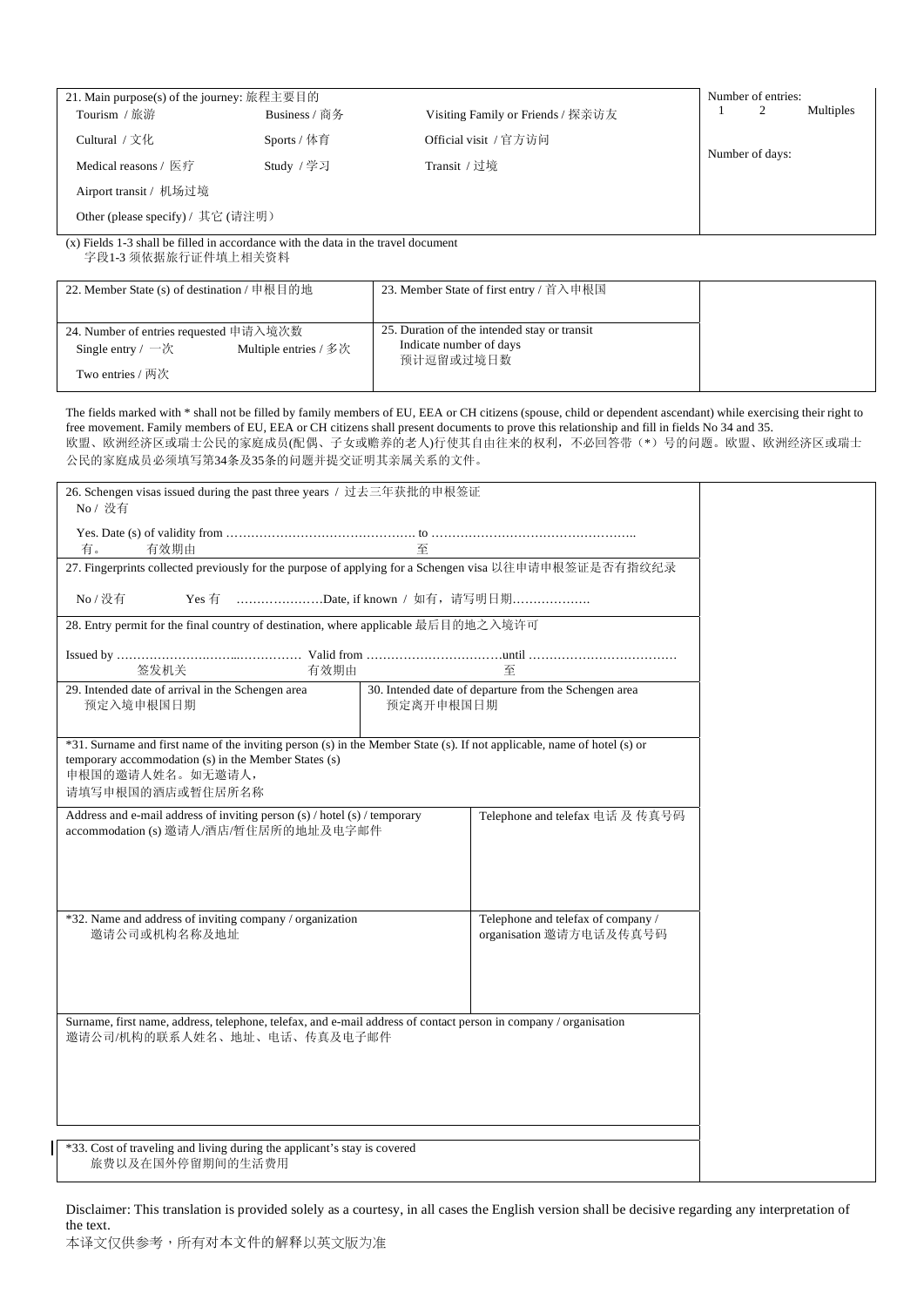| 21. Main purpose(s) of the journey: 旅程主要目的 | | | Number of entries: 1 2 Multiples |
|---|---|---|---|
| Tourism / 旅游 | Business / 商务 | Visiting Family or Friends / 探亲访友 | |
| Cultural / 文化 | Sports / 体育 | Official visit / 官方访问 | Number of days: |
| Medical reasons / 医疗 | Study / 学习 | Transit / 过境 | |
| Airport transit / 机场过境 | | | |
| Other (please specify) / 其它 (请注明) | | | |

(x) Fields 1-3 shall be filled in accordance with the data in the travel document
字段1-3 须依据旅行证件填上相关资料

| 22. Member State (s) of destination / 申根目的地 | 23. Member State of first entry / 首入申根国 | |
|---|---|---|
| 24. Number of entries requested 申请入境次数<br>Single entry / 一次　　Multiple entries / 多次<br>Two entries / 两次 | 25. Duration of the intended stay or transit<br>Indicate number of days<br>预计逗留或过境日数 | |

The fields marked with * shall not be filled by family members of EU, EEA or CH citizens (spouse, child or dependent ascendant) while exercising their right to free movement. Family members of EU, EEA or CH citizens shall present documents to prove this relationship and fill in fields No 34 and 35.
欧盟、欧洲经济区或瑞士公民的家庭成员(配偶、子女或赡养的老人)行使其自由往来的权利，不必回答带（*）号的问题。欧盟、欧洲经济区或瑞士公民的家庭成员必须填写第34条及35条的问题并提交证明其亲属关系的文件。

| | | |
|---|---|---|
| 26. Schengen visas issued during the past three years / 过去三年获批的申根签证<br>No / 没有<br>Yes. Date (s) of validity from ………………………………………. to …………………………………………..<br>有。　有效期由　　至 | | |
| 27. Fingerprints collected previously for the purpose of applying for a Schengen visa 以往申请申根签证是否有指纹纪录<br>No / 没有　　Yes 有　…………………Date, if known / 如有，请写明日期………………. | | |
| 28. Entry permit for the final country of destination, where applicable 最后目的地之入境许可<br>Issued by ………………………...…………… Valid from ……………………………until ………………………………<br>签发机关　有效期由　至 | | |
| 29. Intended date of arrival in the Schengen area<br>预定入境申根国日期 | 30. Intended date of departure from the Schengen area<br>预定离开申根国日期 | |
| *31. Surname and first name of the inviting person (s) in the Member State (s). If not applicable, name of hotel (s) or temporary accommodation (s) in the Member States (s)<br>申根国的邀请人姓名。如无邀请人，<br>请填写申根国的酒店或暂住居所名称 | | |
| Address and e-mail address of inviting person (s) / hotel (s) / temporary accommodation (s) 邀请人/酒店/暂住居所的地址及电子邮件 | Telephone and telefax 电话 及 传真号码 | |
| *32. Name and address of inviting company / organization<br>邀请公司或机构名称及地址 | Telephone and telefax of company / organisation 邀请方电话及传真号码 | |
| Surname, first name, address, telephone, telefax, and e-mail address of contact person in company / organisation<br>邀请公司/机构的联系人姓名、地址、电话、传真及电子邮件 | | |
| *33. Cost of traveling and living during the applicant's stay is covered<br>旅费以及在国外停留期间的生活费用 | | |

Disclaimer: This translation is provided solely as a courtesy, in all cases the English version shall be decisive regarding any interpretation of the text.
本译文仅供参考，所有对本文件的解释以英文版为准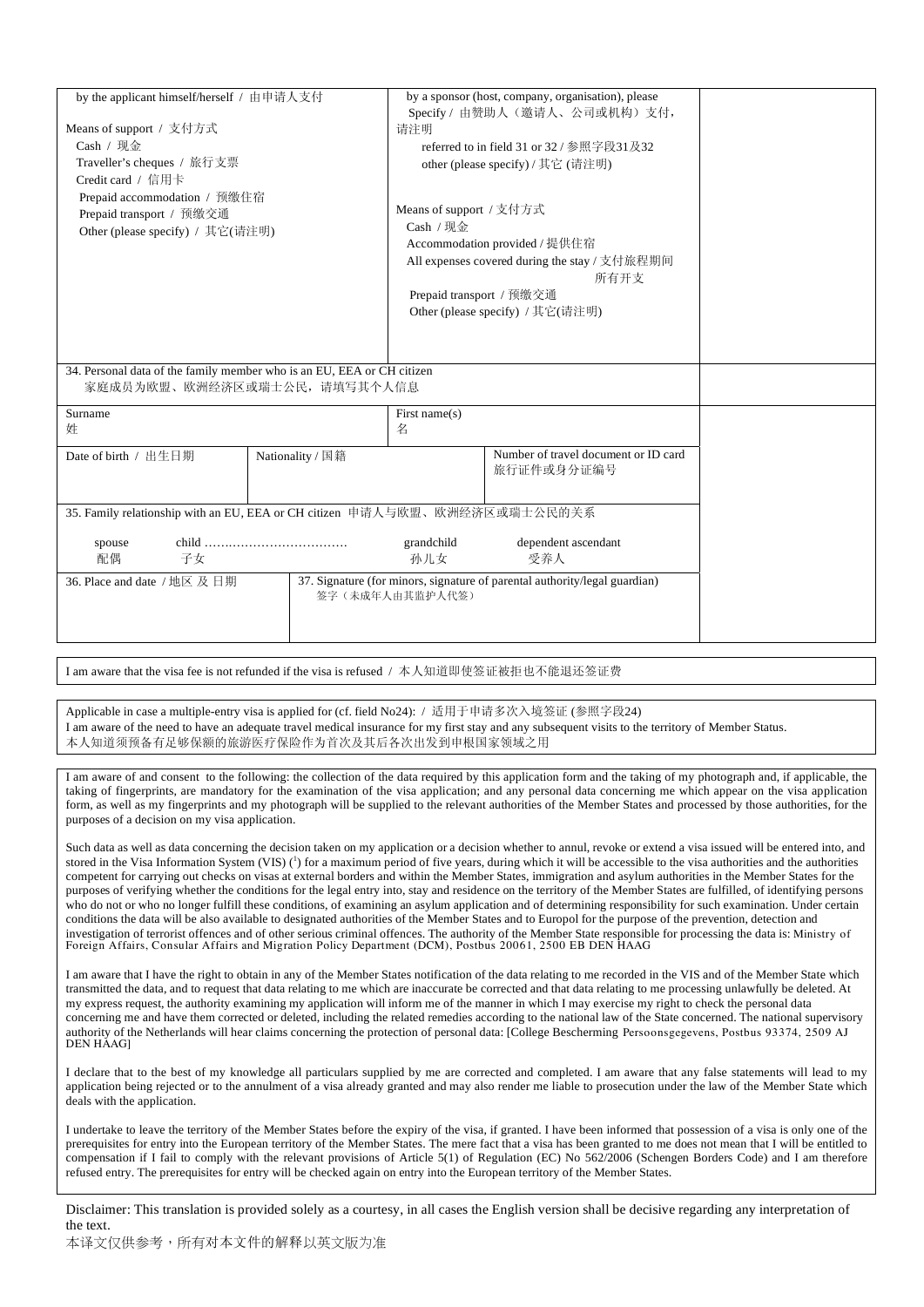| by the applicant himself/herself / 由申请人支付<br><br>Means of support / 支付方式<br>Cash / 现金<br>Traveller's cheques / 旅行支票<br>Credit card / 信用卡<br>Prepaid accommodation / 预缴住宿<br>Prepaid transport / 预缴交通<br>Other (please specify) / 其它(请注明) | by a sponsor (host, company, organisation), please Specify / 由赞助人（邀请人、公司或机构）支付，请注明<br>referred to in field 31 or 32 / 参照字段31及32<br>other (please specify) / 其它 (请注明)<br><br>Means of support / 支付方式<br>Cash / 现金<br>Accommodation provided / 提供住宿<br>All expenses covered during the stay / 支付旅程期间所有开支<br>Prepaid transport / 预缴交通<br>Other (please specify) / 其它(请注明) |
|---|---|

**34. Personal data of the family member who is an EU, EEA or CH citizen**
家庭成员为欧盟、欧洲经济区或瑞士公民，请填写其个人信息

| Surname<br>姓 | | First name(s)<br>名 | |
|---|---|---|---|
| Date of birth / 出生日期 | Nationality / 国籍 | | Number of travel document or ID card<br>旅行证件或身分证编号 |

**35. Family relationship with an EU, EEA or CH citizen** 申请人与欧盟、欧洲经济区或瑞士公民的关系

spouse 配偶 | child …………………………… 子女 | grandchild 孙儿女 | dependent ascendant 受养人

| 36. Place and date / 地区 及 日期 | 37. Signature (for minors, signature of parental authority/legal guardian)<br>签字（未成年人由其监护人代签） |
|---|---|

I am aware that the visa fee is not refunded if the visa is refused / 本人知道即使签证被拒也不能退还签证费

Applicable in case a multiple-entry visa is applied for (cf. field No24): / 适用于申请多次入境签证 (参照字段24)
I am aware of the need to have an adequate travel medical insurance for my first stay and any subsequent visits to the territory of Member Status.
本人知道须预备有足够保额的旅游医疗保险作为首次及其后各次出发到申根国家领域之用

I am aware of and consent to the following: the collection of the data required by this application form and the taking of my photograph and, if applicable, the taking of fingerprints, are mandatory for the examination of the visa application; and any personal data concerning me which appear on the visa application form, as well as my fingerprints and my photograph will be supplied to the relevant authorities of the Member States and processed by those authorities, for the purposes of a decision on my visa application.

Such data as well as data concerning the decision taken on my application or a decision whether to annul, revoke or extend a visa issued will be entered into, and stored in the Visa Information System (VIS) ([1]) for a maximum period of five years, during which it will be accessible to the visa authorities and the authorities competent for carrying out checks on visas at external borders and within the Member States, immigration and asylum authorities in the Member States for the purposes of verifying whether the conditions for the legal entry into, stay and residence on the territory of the Member States are fulfilled, of identifying persons who do not or who no longer fulfill these conditions, of examining an asylum application and of determining responsibility for such examination. Under certain conditions the data will be also available to designated authorities of the Member States and to Europol for the purpose of the prevention, detection and investigation of terrorist offences and of other serious criminal offences. The authority of the Member State responsible for processing the data is: Ministry of Foreign Affairs, Consular Affairs and Migration Policy Department (DCM), Postbus 20061, 2500 EB DEN HAAG

I am aware that I have the right to obtain in any of the Member States notification of the data relating to me recorded in the VIS and of the Member State which transmitted the data, and to request that data relating to me which are inaccurate be corrected and that data relating to me processing unlawfully be deleted. At my express request, the authority examining my application will inform me of the manner in which I may exercise my right to check the personal data concerning me and have them corrected or deleted, including the related remedies according to the national law of the State concerned. The national supervisory authority of the Netherlands will hear claims concerning the protection of personal data: [College Bescherming Persoonsgegevens, Postbus 93374, 2509 AJ DEN HAAG]

I declare that to the best of my knowledge all particulars supplied by me are corrected and completed. I am aware that any false statements will lead to my application being rejected or to the annulment of a visa already granted and may also render me liable to prosecution under the law of the Member State which deals with the application.

I undertake to leave the territory of the Member States before the expiry of the visa, if granted. I have been informed that possession of a visa is only one of the prerequisites for entry into the European territory of the Member States. The mere fact that a visa has been granted to me does not mean that I will be entitled to compensation if I fail to comply with the relevant provisions of Article 5(1) of Regulation (EC) No 562/2006 (Schengen Borders Code) and I am therefore refused entry. The prerequisites for entry will be checked again on entry into the European territory of the Member States.

Disclaimer: This translation is provided solely as a courtesy, in all cases the English version shall be decisive regarding any interpretation of the text.
本译文仅供参考，所有对本文件的解释以英文版为准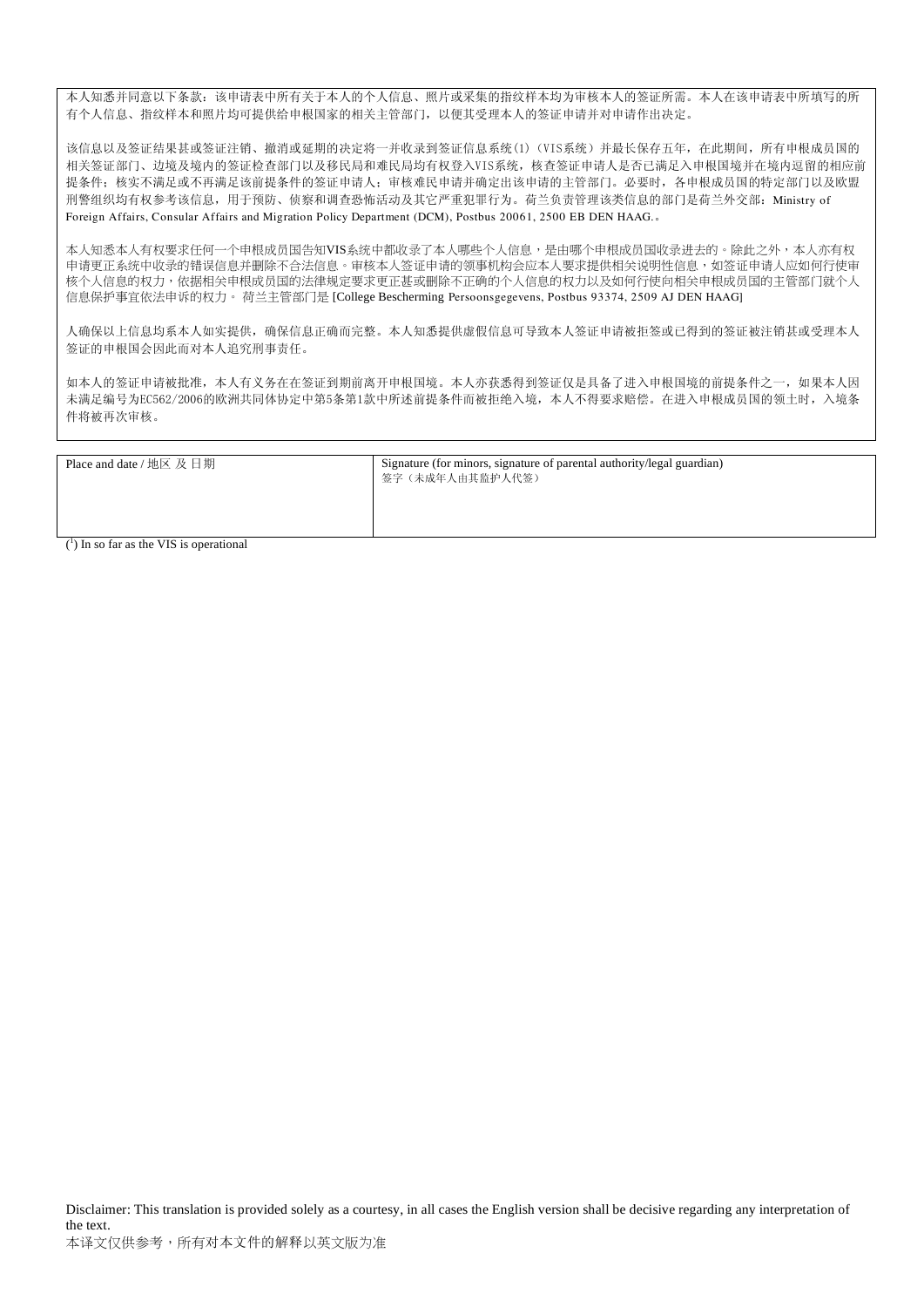本人知悉并同意以下条款：该申请表中所有关于本人的个人信息、照片或采集的指纹样本均为审核本人的签证所需。本人在该申请表中所填写的所有个人信息、指纹样本和照片均可提供给申根国家的相关主管部门，以便其受理本人的签证申请并对申请作出决定。

该信息以及签证结果甚或签证注销、撤消或延期的决定将一并收录到签证信息系统(1)（VIS系统）并最长保存五年，在此期间，所有申根成员国的相关签证部门、边境及境内的签证检查部门以及移民局和难民局均有权登入VIS系统，核查签证申请人是否已满足入申根国境并在境内逗留的相应前提条件；核实不满足或不再满足该前提条件的签证申请人；审核难民申请并确定出该申请的主管部门。必要时，各申根成员国的特定部门以及欧盟刑警组织均有权参考该信息，用于预防、侦察和调查恐怖活动及其它严重犯罪行为。荷兰负责管理该类信息的部门是荷兰外交部：Ministry of Foreign Affairs, Consular Affairs and Migration Policy Department (DCM), Postbus 20061, 2500 EB DEN HAAG.。

本人知悉本人有权要求任何一个申根成员国告知VIS系统中都收录了本人哪些个人信息，是由哪个申根成员国收录进去的。除此之外，本人亦有权申请更正系统中收录的错误信息并删除不合法信息。审核本人签证申请的领事机构会应本人要求提供相关说明性信息，如签证申请人应如何行使审核个人信息的权力，依据相关申根成员国的法律规定要求更正甚或删除不正确的个人信息的权力以及如何行使向相关申根成员国的主管部门就个人信息保护事宜依法申诉的权力。 荷兰主管部门是 [College Bescherming Persoonsgegevens, Postbus 93374, 2509 AJ DEN HAAG]

人确保以上信息均系本人如实提供，确保信息正确而完整。本人知悉提供虚假信息可导致本人签证申请被拒签或已得到的签证被注销甚或受理本人签证的申根国会因此而对本人追究刑事责任。

如本人的签证申请被批准，本人有义务在在签证到期前离开申根国境。本人亦获悉得到签证仅是具备了进入申根国境的前提条件之一，如果本人因未满足编号为EC562/2006的欧洲共同体协定中第5条第1款中所述前提条件而被拒绝入境，本人不得要求赔偿。在进入申根成员国的领土时，入境条件将被再次审核。

| | |
|---|---|
| Place and date / 地区 及 日期 | Signature (for minors, signature of parental authority/legal guardian)<br>签字（未成年人由其监护人代签） |

(1) In so far as the VIS is operational

Disclaimer: This translation is provided solely as a courtesy, in all cases the English version shall be decisive regarding any interpretation of the text.
本译文仅供参考，所有对本文件的解释以英文版为准